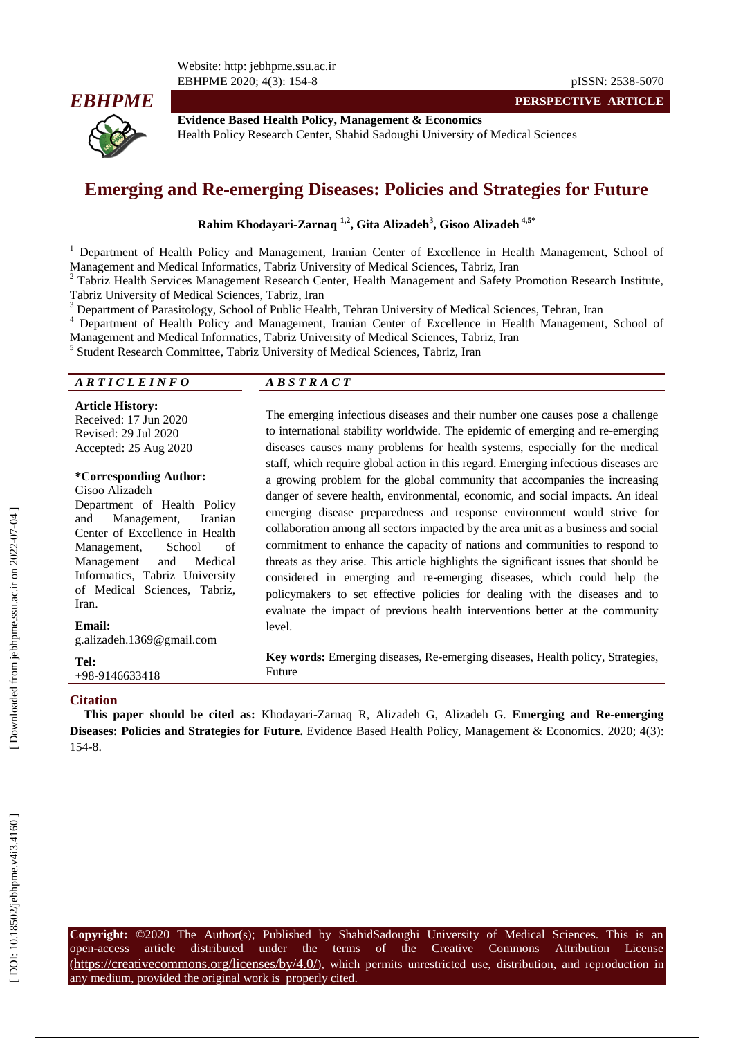**PERSPECTIVE ARTICLE**

**Evidence Based Health Policy, Management & Economics**
Health Policy Research Center, Shahid Sadoughi University of Medical Sciences

# Emerging and Re-emerging Diseases: Policies and Strategies for Future

**Rahim Khodayari-Zarnaq [1,2], Gita Alizadeh[3], Gisoo Alizadeh [4,5*]**

[1] Department of Health Policy and Management, Iranian Center of Excellence in Health Management, School of Management and Medical Informatics, Tabriz University of Medical Sciences, Tabriz, Iran
[2] Tabriz Health Services Management Research Center, Health Management and Safety Promotion Research Institute, Tabriz University of Medical Sciences, Tabriz, Iran
[3] Department of Parasitology, School of Public Health, Tehran University of Medical Sciences, Tehran, Iran
[4] Department of Health Policy and Management, Iranian Center of Excellence in Health Management, School of Management and Medical Informatics, Tabriz University of Medical Sciences, Tabriz, Iran
[5] Student Research Committee, Tabriz University of Medical Sciences, Tabriz, Iran

## ARTICLE INFO

**Article History:**
Received: 17 Jun 2020
Revised: 29 Jul 2020
Accepted: 25 Aug 2020

**\*Corresponding Author:**
Gisoo Alizadeh
Department of Health Policy and Management, Iranian Center of Excellence in Health Management, School of Management and Medical Informatics, Tabriz University of Medical Sciences, Tabriz, Iran.

**Email:**
g.alizadeh.1369@gmail.com

**Tel:**
+98-9146633418

## ABSTRACT

The emerging infectious diseases and their number one causes pose a challenge to international stability worldwide. The epidemic of emerging and re-emerging diseases causes many problems for health systems, especially for the medical staff, which require global action in this regard. Emerging infectious diseases are a growing problem for the global community that accompanies the increasing danger of severe health, environmental, economic, and social impacts. An ideal emerging disease preparedness and response environment would strive for collaboration among all sectors impacted by the area unit as a business and social commitment to enhance the capacity of nations and communities to respond to threats as they arise. This article highlights the significant issues that should be considered in emerging and re-emerging diseases, which could help the policymakers to set effective policies for dealing with the diseases and to evaluate the impact of previous health interventions better at the community level.

**Key words:** Emerging diseases, Re-emerging diseases, Health policy, Strategies, Future

## Citation

**This paper should be cited as:** Khodayari-Zarnaq R, Alizadeh G, Alizadeh G. **Emerging and Re-emerging Diseases: Policies and Strategies for Future.** Evidence Based Health Policy, Management & Economics. 2020; 4(3): 154-8.

**Copyright:** ©2020 The Author(s); Published by ShahidSadoughi University of Medical Sciences. This is an open-access article distributed under the terms of the Creative Commons Attribution License (https://creativecommons.org/licenses/by/4.0/), which permits unrestricted use, distribution, and reproduction in any medium, provided the original work is properly cited.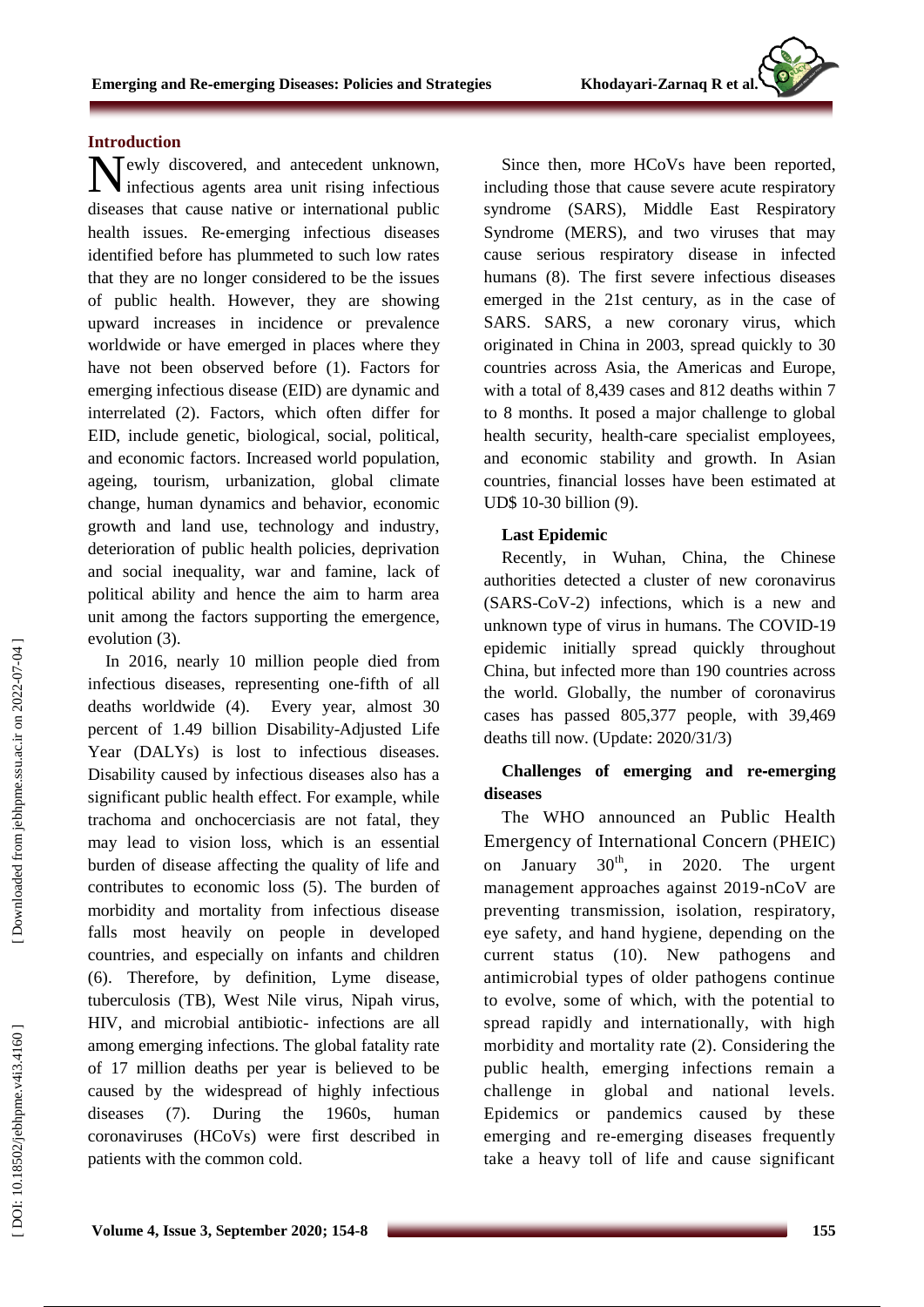## Introduction

Newly discovered, and antecedent unknown, infectious agents area unit rising infectious diseases that cause native or international public health issues. Re-emerging infectious diseases identified before has plummeted to such low rates that they are no longer considered to be the issues of public health. However, they are showing upward increases in incidence or prevalence worldwide or have emerged in places where they have not been observed before (1). Factors for emerging infectious disease (EID) are dynamic and interrelated (2). Factors, which often differ for EID, include genetic, biological, social, political, and economic factors. Increased world population, ageing, tourism, urbanization, global climate change, human dynamics and behavior, economic growth and land use, technology and industry, deterioration of public health policies, deprivation and social inequality, war and famine, lack of political ability and hence the aim to harm area unit among the factors supporting the emergence, evolution (3).

In 2016, nearly 10 million people died from infectious diseases, representing one-fifth of all deaths worldwide (4). Every year, almost 30 percent of 1.49 billion Disability-Adjusted Life Year (DALYs) is lost to infectious diseases. Disability caused by infectious diseases also has a significant public health effect. For example, while trachoma and onchocerciasis are not fatal, they may lead to vision loss, which is an essential burden of disease affecting the quality of life and contributes to economic loss (5). The burden of morbidity and mortality from infectious disease falls most heavily on people in developed countries, and especially on infants and children (6). Therefore, by definition, Lyme disease, tuberculosis (TB), West Nile virus, Nipah virus, HIV, and microbial antibiotic- infections are all among emerging infections. The global fatality rate of 17 million deaths per year is believed to be caused by the widespread of highly infectious diseases (7). During the 1960s, human coronaviruses (HCoVs) were first described in patients with the common cold.

Since then, more HCoVs have been reported, including those that cause severe acute respiratory syndrome (SARS), Middle East Respiratory Syndrome (MERS), and two viruses that may cause serious respiratory disease in infected humans (8). The first severe infectious diseases emerged in the 21st century, as in the case of SARS. SARS, a new coronary virus, which originated in China in 2003, spread quickly to 30 countries across Asia, the Americas and Europe, with a total of 8,439 cases and 812 deaths within 7 to 8 months. It posed a major challenge to global health security, health-care specialist employees, and economic stability and growth. In Asian countries, financial losses have been estimated at UD$ 10-30 billion (9).

### Last Epidemic

Recently, in Wuhan, China, the Chinese authorities detected a cluster of new coronavirus (SARS-CoV-2) infections, which is a new and unknown type of virus in humans. The COVID-19 epidemic initially spread quickly throughout China, but infected more than 190 countries across the world. Globally, the number of coronavirus cases has passed 805,377 people, with 39,469 deaths till now. (Update: 2020/31/3)

### Challenges of emerging and re-emerging diseases

The WHO announced an Public Health Emergency of International Concern (PHEIC) on January 30th, in 2020. The urgent management approaches against 2019-nCoV are preventing transmission, isolation, respiratory, eye safety, and hand hygiene, depending on the current status (10). New pathogens and antimicrobial types of older pathogens continue to evolve, some of which, with the potential to spread rapidly and internationally, with high morbidity and mortality rate (2). Considering the public health, emerging infections remain a challenge in global and national levels. Epidemics or pandemics caused by these emerging and re-emerging diseases frequently take a heavy toll of life and cause significant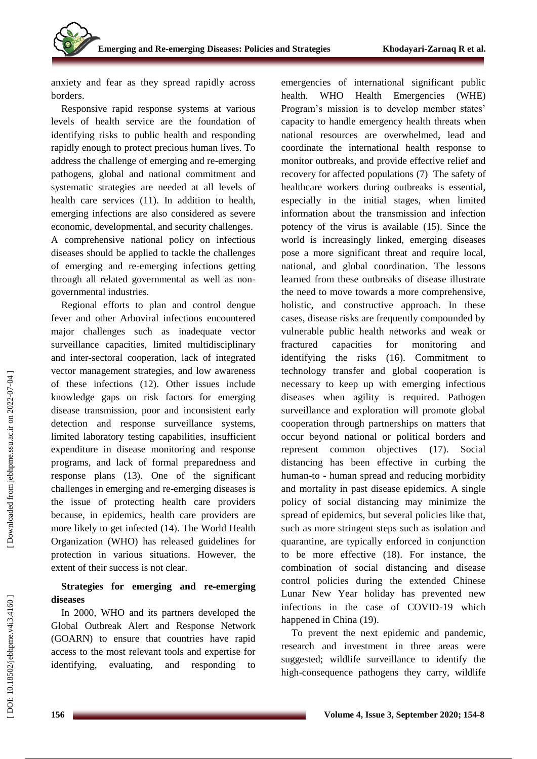anxiety and fear as they spread rapidly across borders.

Responsive rapid response systems at various levels of health service are the foundation of identifying risks to public health and responding rapidly enough to protect precious human lives. To address the challenge of emerging and re-emerging pathogens, global and national commitment and systematic strategies are needed at all levels of health care services (11). In addition to health, emerging infections are also considered as severe economic, developmental, and security challenges. A comprehensive national policy on infectious diseases should be applied to tackle the challenges of emerging and re-emerging infections getting through all related governmental as well as non-governmental industries.

Regional efforts to plan and control dengue fever and other Arboviral infections encountered major challenges such as inadequate vector surveillance capacities, limited multidisciplinary and inter-sectoral cooperation, lack of integrated vector management strategies, and low awareness of these infections (12). Other issues include knowledge gaps on risk factors for emerging disease transmission, poor and inconsistent early detection and response surveillance systems, limited laboratory testing capabilities, insufficient expenditure in disease monitoring and response programs, and lack of formal preparedness and response plans (13). One of the significant challenges in emerging and re-emerging diseases is the issue of protecting health care providers because, in epidemics, health care providers are more likely to get infected (14). The World Health Organization (WHO) has released guidelines for protection in various situations. However, the extent of their success is not clear.

## Strategies for emerging and re-emerging diseases

In 2000, WHO and its partners developed the Global Outbreak Alert and Response Network (GOARN) to ensure that countries have rapid access to the most relevant tools and expertise for identifying, evaluating, and responding to emergencies of international significant public health. WHO Health Emergencies (WHE) Program's mission is to develop member states' capacity to handle emergency health threats when national resources are overwhelmed, lead and coordinate the international health response to monitor outbreaks, and provide effective relief and recovery for affected populations (7) The safety of healthcare workers during outbreaks is essential, especially in the initial stages, when limited information about the transmission and infection potency of the virus is available (15). Since the world is increasingly linked, emerging diseases pose a more significant threat and require local, national, and global coordination. The lessons learned from these outbreaks of disease illustrate the need to move towards a more comprehensive, holistic, and constructive approach. In these cases, disease risks are frequently compounded by vulnerable public health networks and weak or fractured capacities for monitoring and identifying the risks (16). Commitment to technology transfer and global cooperation is necessary to keep up with emerging infectious diseases when agility is required. Pathogen surveillance and exploration will promote global cooperation through partnerships on matters that occur beyond national or political borders and represent common objectives (17). Social distancing has been effective in curbing the human-to - human spread and reducing morbidity and mortality in past disease epidemics. A single policy of social distancing may minimize the spread of epidemics, but several policies like that, such as more stringent steps such as isolation and quarantine, are typically enforced in conjunction to be more effective (18). For instance, the combination of social distancing and disease control policies during the extended Chinese Lunar New Year holiday has prevented new infections in the case of COVID-19 which happened in China (19).

To prevent the next epidemic and pandemic, research and investment in three areas were suggested; wildlife surveillance to identify the high-consequence pathogens they carry, wildlife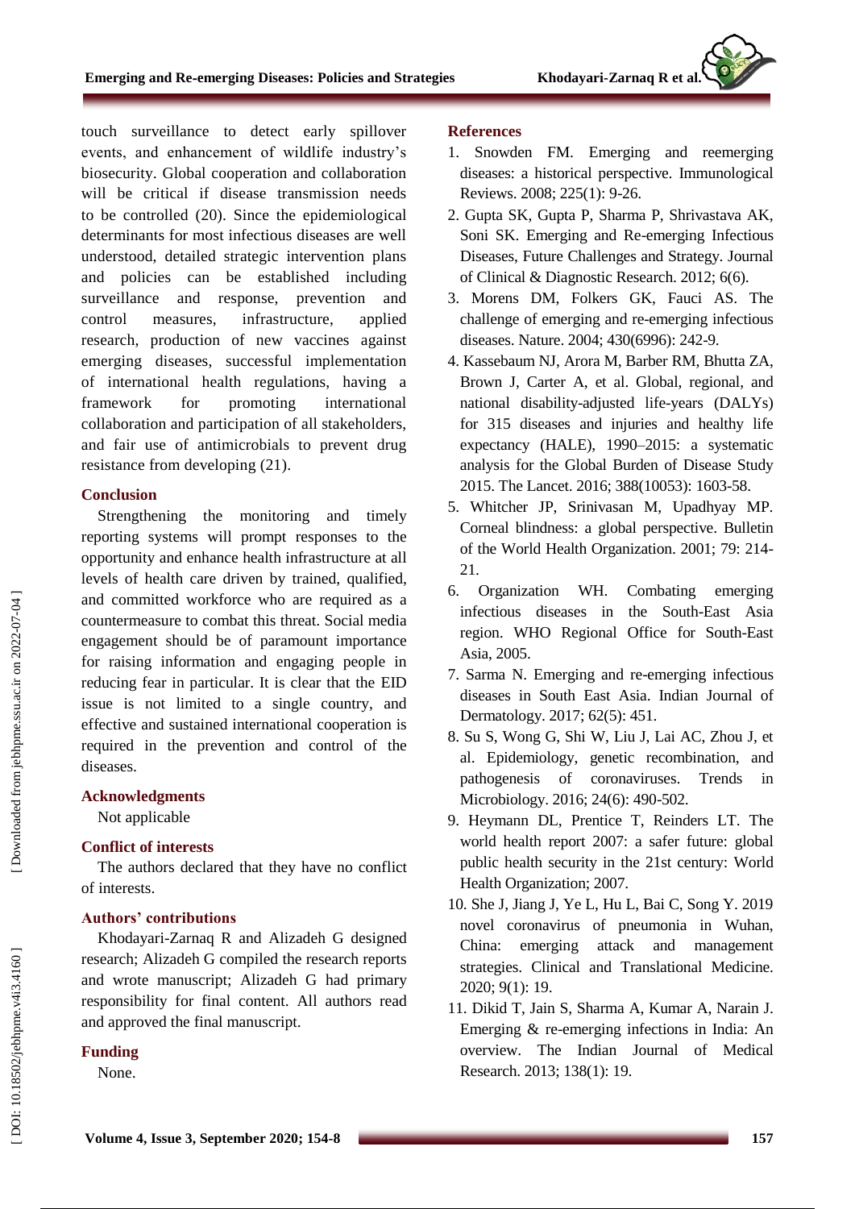touch surveillance to detect early spillover events, and enhancement of wildlife industry's biosecurity. Global cooperation and collaboration will be critical if disease transmission needs to be controlled (20). Since the epidemiological determinants for most infectious diseases are well understood, detailed strategic intervention plans and policies can be established including surveillance and response, prevention and control measures, infrastructure, applied research, production of new vaccines against emerging diseases, successful implementation of international health regulations, having a framework for promoting international collaboration and participation of all stakeholders, and fair use of antimicrobials to prevent drug resistance from developing (21).

## Conclusion

Strengthening the monitoring and timely reporting systems will prompt responses to the opportunity and enhance health infrastructure at all levels of health care driven by trained, qualified, and committed workforce who are required as a countermeasure to combat this threat. Social media engagement should be of paramount importance for raising information and engaging people in reducing fear in particular. It is clear that the EID issue is not limited to a single country, and effective and sustained international cooperation is required in the prevention and control of the diseases.

## Acknowledgments

Not applicable

## Conflict of interests

The authors declared that they have no conflict of interests.

## Authors' contributions

Khodayari-Zarnaq R and Alizadeh G designed research; Alizadeh G compiled the research reports and wrote manuscript; Alizadeh G had primary responsibility for final content. All authors read and approved the final manuscript.

## Funding

None.

## References

1. Snowden FM. Emerging and reemerging diseases: a historical perspective. Immunological Reviews. 2008; 225(1): 9-26.
2. Gupta SK, Gupta P, Sharma P, Shrivastava AK, Soni SK. Emerging and Re-emerging Infectious Diseases, Future Challenges and Strategy. Journal of Clinical & Diagnostic Research. 2012; 6(6).
3. Morens DM, Folkers GK, Fauci AS. The challenge of emerging and re-emerging infectious diseases. Nature. 2004; 430(6996): 242-9.
4. Kassebaum NJ, Arora M, Barber RM, Bhutta ZA, Brown J, Carter A, et al. Global, regional, and national disability-adjusted life-years (DALYs) for 315 diseases and injuries and healthy life expectancy (HALE), 1990–2015: a systematic analysis for the Global Burden of Disease Study 2015. The Lancet. 2016; 388(10053): 1603-58.
5. Whitcher JP, Srinivasan M, Upadhyay MP. Corneal blindness: a global perspective. Bulletin of the World Health Organization. 2001; 79: 214-21.
6. Organization WH. Combating emerging infectious diseases in the South-East Asia region. WHO Regional Office for South-East Asia, 2005.
7. Sarma N. Emerging and re-emerging infectious diseases in South East Asia. Indian Journal of Dermatology. 2017; 62(5): 451.
8. Su S, Wong G, Shi W, Liu J, Lai AC, Zhou J, et al. Epidemiology, genetic recombination, and pathogenesis of coronaviruses. Trends in Microbiology. 2016; 24(6): 490-502.
9. Heymann DL, Prentice T, Reinders LT. The world health report 2007: a safer future: global public health security in the 21st century: World Health Organization; 2007.
10. She J, Jiang J, Ye L, Hu L, Bai C, Song Y. 2019 novel coronavirus of pneumonia in Wuhan, China: emerging attack and management strategies. Clinical and Translational Medicine. 2020; 9(1): 19.
11. Dikid T, Jain S, Sharma A, Kumar A, Narain J. Emerging & re-emerging infections in India: An overview. The Indian Journal of Medical Research. 2013; 138(1): 19.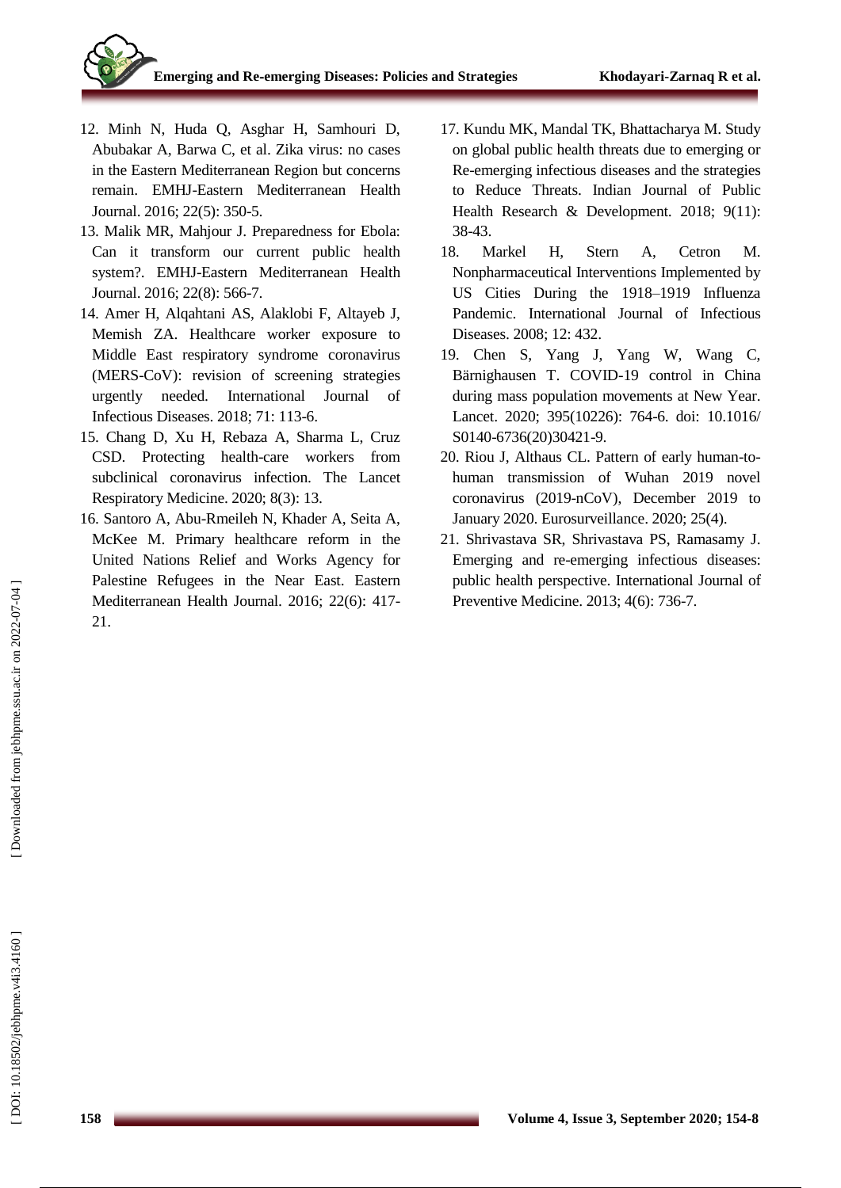12. Minh N, Huda Q, Asghar H, Samhouri D, Abubakar A, Barwa C, et al. Zika virus: no cases in the Eastern Mediterranean Region but concerns remain. EMHJ-Eastern Mediterranean Health Journal. 2016; 22(5): 350-5.
13. Malik MR, Mahjour J. Preparedness for Ebola: Can it transform our current public health system?. EMHJ-Eastern Mediterranean Health Journal. 2016; 22(8): 566-7.
14. Amer H, Alqahtani AS, Alaklobi F, Altayeb J, Memish ZA. Healthcare worker exposure to Middle East respiratory syndrome coronavirus (MERS-CoV): revision of screening strategies urgently needed. International Journal of Infectious Diseases. 2018; 71: 113-6.
15. Chang D, Xu H, Rebaza A, Sharma L, Cruz CSD. Protecting health-care workers from subclinical coronavirus infection. The Lancet Respiratory Medicine. 2020; 8(3): 13.
16. Santoro A, Abu-Rmeileh N, Khader A, Seita A, McKee M. Primary healthcare reform in the United Nations Relief and Works Agency for Palestine Refugees in the Near East. Eastern Mediterranean Health Journal. 2016; 22(6): 417-21.
17. Kundu MK, Mandal TK, Bhattacharya M. Study on global public health threats due to emerging or Re-emerging infectious diseases and the strategies to Reduce Threats. Indian Journal of Public Health Research & Development. 2018; 9(11): 38-43.
18. Markel H, Stern A, Cetron M. Nonpharmaceutical Interventions Implemented by US Cities During the 1918–1919 Influenza Pandemic. International Journal of Infectious Diseases. 2008; 12: 432.
19. Chen S, Yang J, Yang W, Wang C, Bärnighausen T. COVID-19 control in China during mass population movements at New Year. Lancet. 2020; 395(10226): 764-6. doi: 10.1016/S0140-6736(20)30421-9.
20. Riou J, Althaus CL. Pattern of early human-to-human transmission of Wuhan 2019 novel coronavirus (2019-nCoV), December 2019 to January 2020. Eurosurveillance. 2020; 25(4).
21. Shrivastava SR, Shrivastava PS, Ramasamy J. Emerging and re-emerging infectious diseases: public health perspective. International Journal of Preventive Medicine. 2013; 4(6): 736-7.